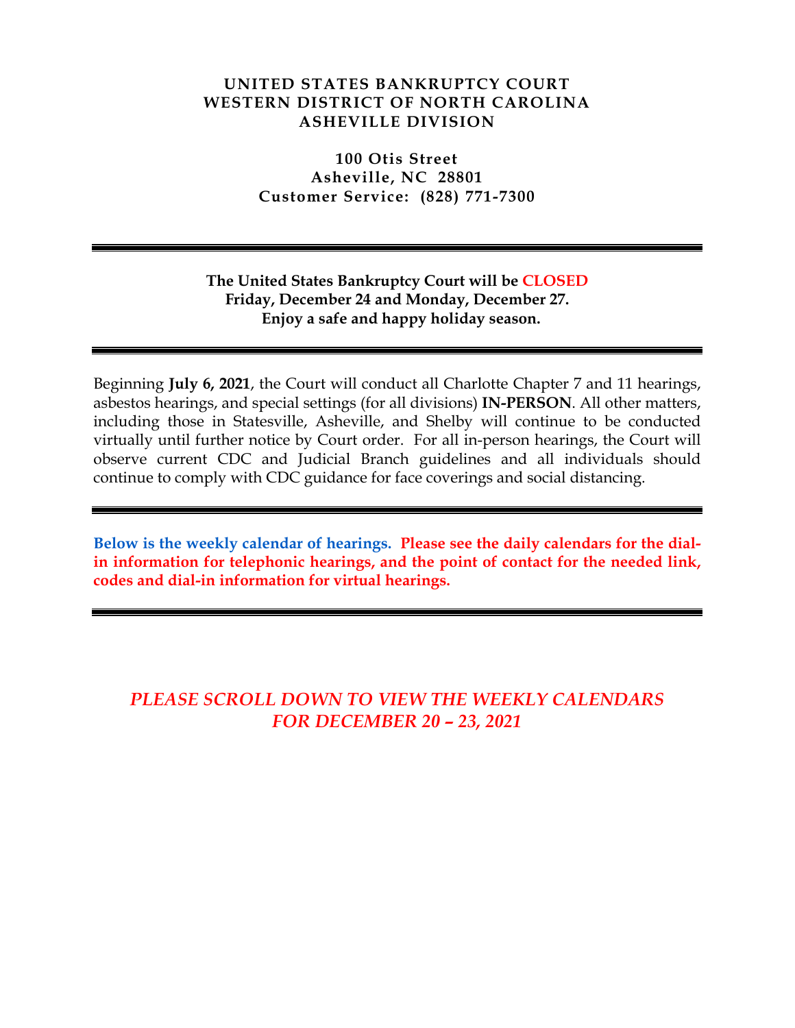# UNITED STATES BANKRUPTCY COURT
# WESTERN DISTRICT OF NORTH CAROLINA
# ASHEVILLE DIVISION

**100 Otis Street**
**Asheville, NC 28801**
**Customer Service: (828) 771-7300**

---

**The United States Bankruptcy Court will be CLOSED**
**Friday, December 24 and Monday, December 27.**
**Enjoy a safe and happy holiday season.**

---

Beginning **July 6, 2021**, the Court will conduct all Charlotte Chapter 7 and 11 hearings, asbestos hearings, and special settings (for all divisions) **IN-PERSON**. All other matters, including those in Statesville, Asheville, and Shelby will continue to be conducted virtually until further notice by Court order. For all in-person hearings, the Court will observe current CDC and Judicial Branch guidelines and all individuals should continue to comply with CDC guidance for face coverings and social distancing.

---

**Below is the weekly calendar of hearings. Please see the daily calendars for the dial-in information for telephonic hearings, and the point of contact for the needed link, codes and dial-in information for virtual hearings.**

---

*PLEASE SCROLL DOWN TO VIEW THE WEEKLY CALENDARS FOR DECEMBER 20 – 23, 2021*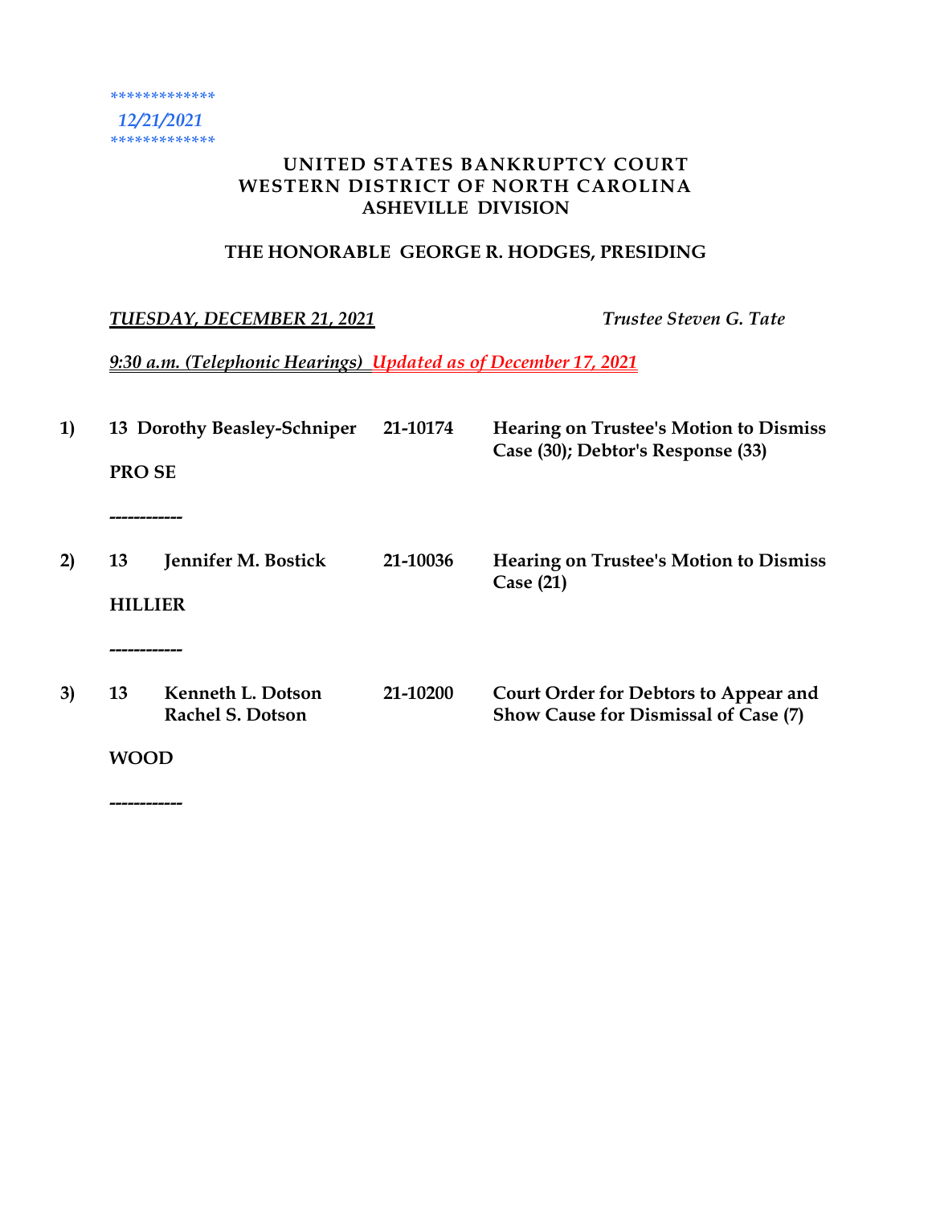*************
*12/21/2021*
*************

**UNITED STATES BANKRUPTCY COURT**
**WESTERN DISTRICT OF NORTH CAROLINA**
**ASHEVILLE DIVISION**

**THE HONORABLE GEORGE R. HODGES, PRESIDING**

*TUESDAY, DECEMBER 21, 2021* *Trustee Steven G. Tate*

*9:30 a.m. (Telephonic Hearings)* *Updated as of December 17, 2021*

**1)** **13 Dorothy Beasley-Schniper** **21-10174** **Hearing on Trustee's Motion to Dismiss Case (30); Debtor's Response (33)**

**PRO SE**

------------

**2)** **13** **Jennifer M. Bostick** **21-10036** **Hearing on Trustee's Motion to Dismiss Case (21)**

**HILLIER**

------------

**3)** **13** **Kenneth L. Dotson** **21-10200** **Court Order for Debtors to Appear and Show Cause for Dismissal of Case (7)**
**Rachel S. Dotson**

**WOOD**

------------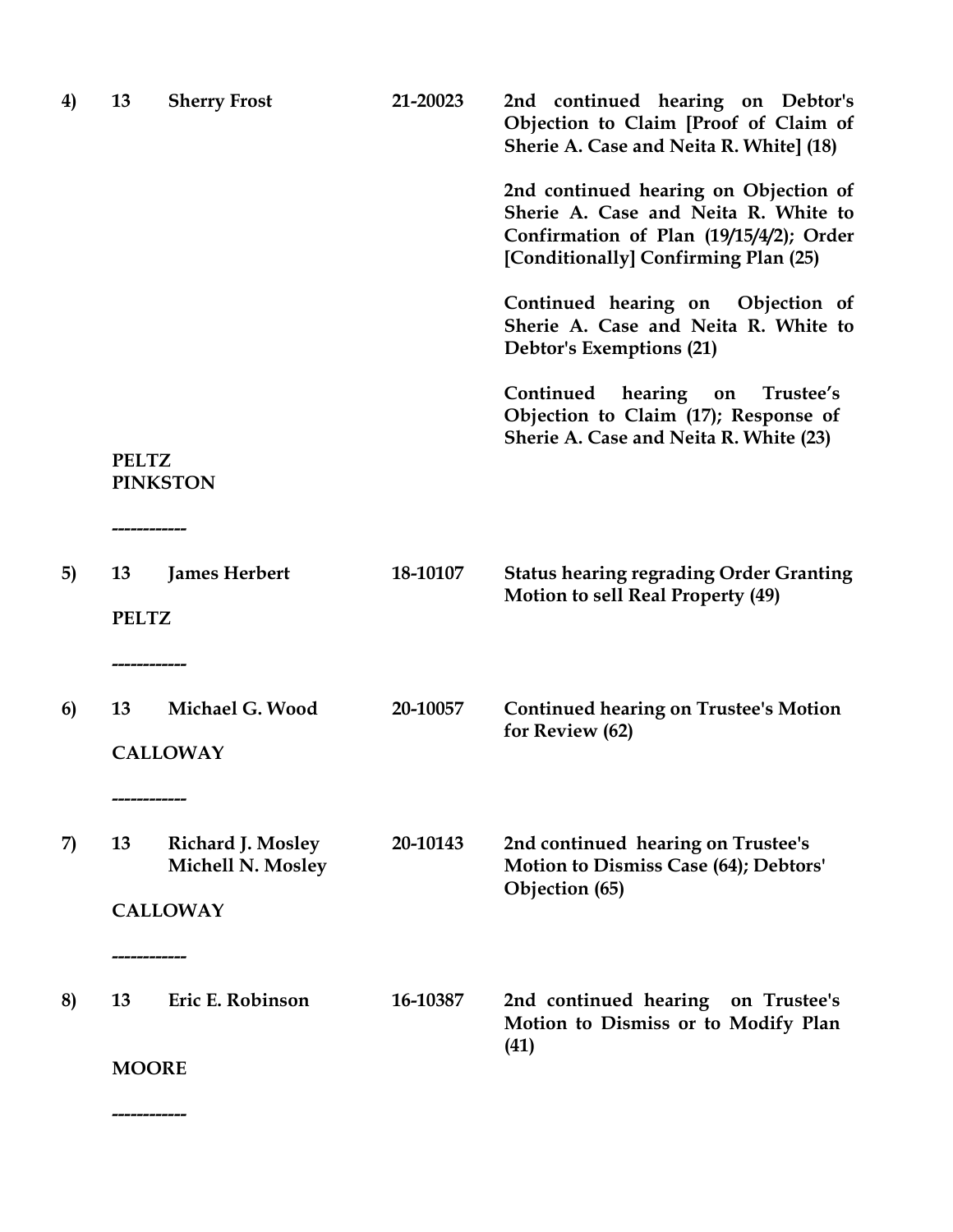**4)** **13** **Sherry Frost** **21-20023**

**2nd continued hearing on Debtor's Objection to Claim [Proof of Claim of Sherie A. Case and Neita R. White] (18)**

**2nd continued hearing on Objection of Sherie A. Case and Neita R. White to Confirmation of Plan (19/15/4/2); Order [Conditionally] Confirming Plan (25)**

**Continued hearing on Objection of Sherie A. Case and Neita R. White to Debtor's Exemptions (21)**

**Continued hearing on Trustee's Objection to Claim (17); Response of Sherie A. Case and Neita R. White (23)**

**PELTZ**
**PINKSTON**

------------

**5)** **13** **James Herbert** **18-10107**

**Status hearing regrading Order Granting Motion to sell Real Property (49)**

**PELTZ**

------------

**6)** **13** **Michael G. Wood** **20-10057**

**Continued hearing on Trustee's Motion for Review (62)**

**CALLOWAY**

------------

**7)** **13** **Richard J. Mosley** **Michell N. Mosley** **20-10143**

**2nd continued hearing on Trustee's Motion to Dismiss Case (64); Debtors' Objection (65)**

**CALLOWAY**

------------

**8)** **13** **Eric E. Robinson** **16-10387**

**2nd continued hearing on Trustee's Motion to Dismiss or to Modify Plan (41)**

**MOORE**

------------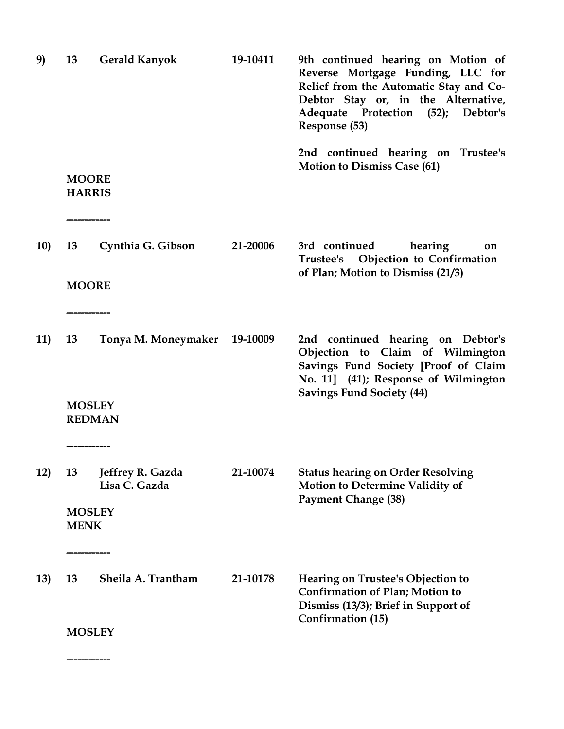**9)** **13** **Gerald Kanyok** **19-10411**

**9th continued hearing on Motion of Reverse Mortgage Funding, LLC for Relief from the Automatic Stay and Co-Debtor Stay or, in the Alternative, Adequate Protection (52); Debtor's Response (53)**

**2nd continued hearing on Trustee's Motion to Dismiss Case (61)**

**MOORE**
**HARRIS**

------------

**10)** **13** **Cynthia G. Gibson** **21-20006**

**3rd continued hearing on Trustee's Objection to Confirmation of Plan; Motion to Dismiss (21/3)**

**MOORE**

------------

**11)** **13** **Tonya M. Moneymaker** **19-10009**

**2nd continued hearing on Debtor's Objection to Claim of Wilmington Savings Fund Society [Proof of Claim No. 11] (41); Response of Wilmington Savings Fund Society (44)**

**MOSLEY**
**REDMAN**

------------

**12)** **13** **Jeffrey R. Gazda**
**Lisa C. Gazda** **21-10074**

**Status hearing on Order Resolving Motion to Determine Validity of Payment Change (38)**

**MOSLEY**
**MENK**

------------

**13)** **13** **Sheila A. Trantham** **21-10178**

**Hearing on Trustee's Objection to Confirmation of Plan; Motion to Dismiss (13/3); Brief in Support of Confirmation (15)**

**MOSLEY**

------------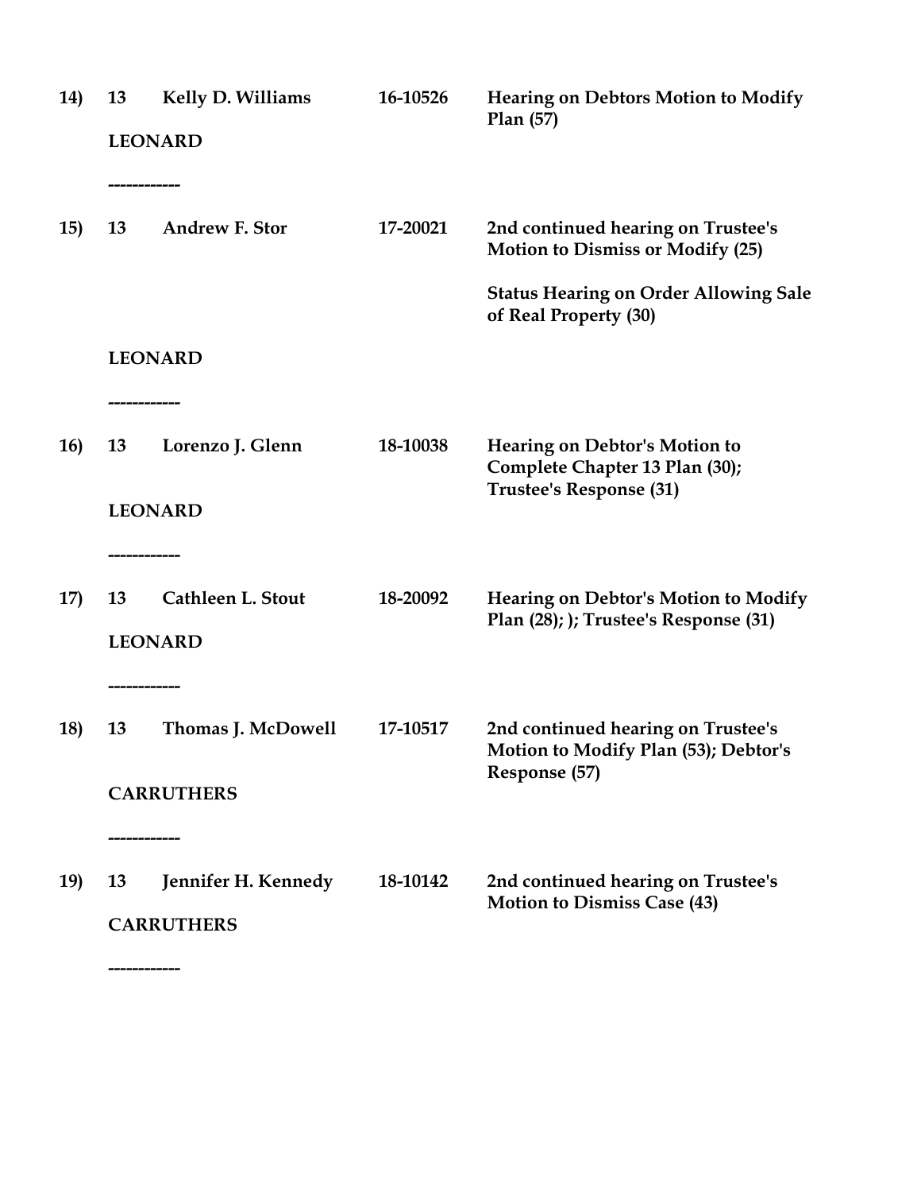**14) 13 Kelly D. Williams 16-10526 Hearing on Debtors Motion to Modify Plan (57)**

**LEONARD**

**------------**

**15) 13 Andrew F. Stor 17-20021 2nd continued hearing on Trustee's Motion to Dismiss or Modify (25)**

**Status Hearing on Order Allowing Sale of Real Property (30)**

**LEONARD**

**------------**

**16) 13 Lorenzo J. Glenn 18-10038 Hearing on Debtor's Motion to Complete Chapter 13 Plan (30); Trustee's Response (31)**

**LEONARD**

**------------**

**17) 13 Cathleen L. Stout 18-20092 Hearing on Debtor's Motion to Modify Plan (28); ); Trustee's Response (31)**

**LEONARD**

**------------**

**18) 13 Thomas J. McDowell 17-10517 2nd continued hearing on Trustee's Motion to Modify Plan (53); Debtor's Response (57)**

**CARRUTHERS**

**------------**

**19) 13 Jennifer H. Kennedy 18-10142 2nd continued hearing on Trustee's Motion to Dismiss Case (43)**

**CARRUTHERS**

**------------**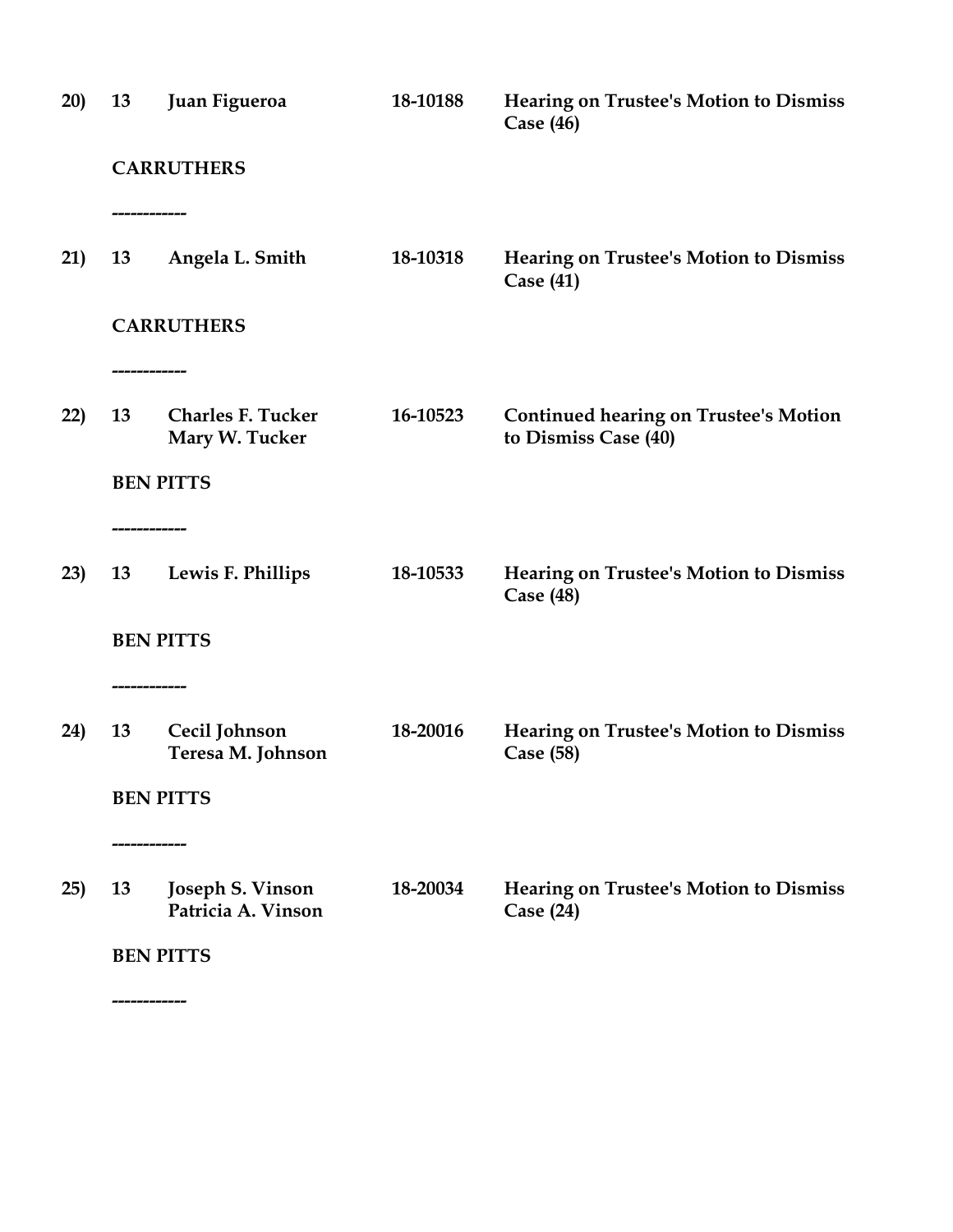**20)** **13** **Juan Figueroa** **18-10188** **Hearing on Trustee's Motion to Dismiss Case (46)**

**CARRUTHERS**

**------------**

**21)** **13** **Angela L. Smith** **18-10318** **Hearing on Trustee's Motion to Dismiss Case (41)**

**CARRUTHERS**

**------------**

**22)** **13** **Charles F. Tucker** **16-10523** **Continued hearing on Trustee's Motion to Dismiss Case (40)**
**Mary W. Tucker**

**BEN PITTS**

**------------**

**23)** **13** **Lewis F. Phillips** **18-10533** **Hearing on Trustee's Motion to Dismiss Case (48)**

**BEN PITTS**

**------------**

**24)** **13** **Cecil Johnson** **18-20016** **Hearing on Trustee's Motion to Dismiss Case (58)**
**Teresa M. Johnson**

**BEN PITTS**

**------------**

**25)** **13** **Joseph S. Vinson** **18-20034** **Hearing on Trustee's Motion to Dismiss Case (24)**
**Patricia A. Vinson**

**BEN PITTS**

**------------**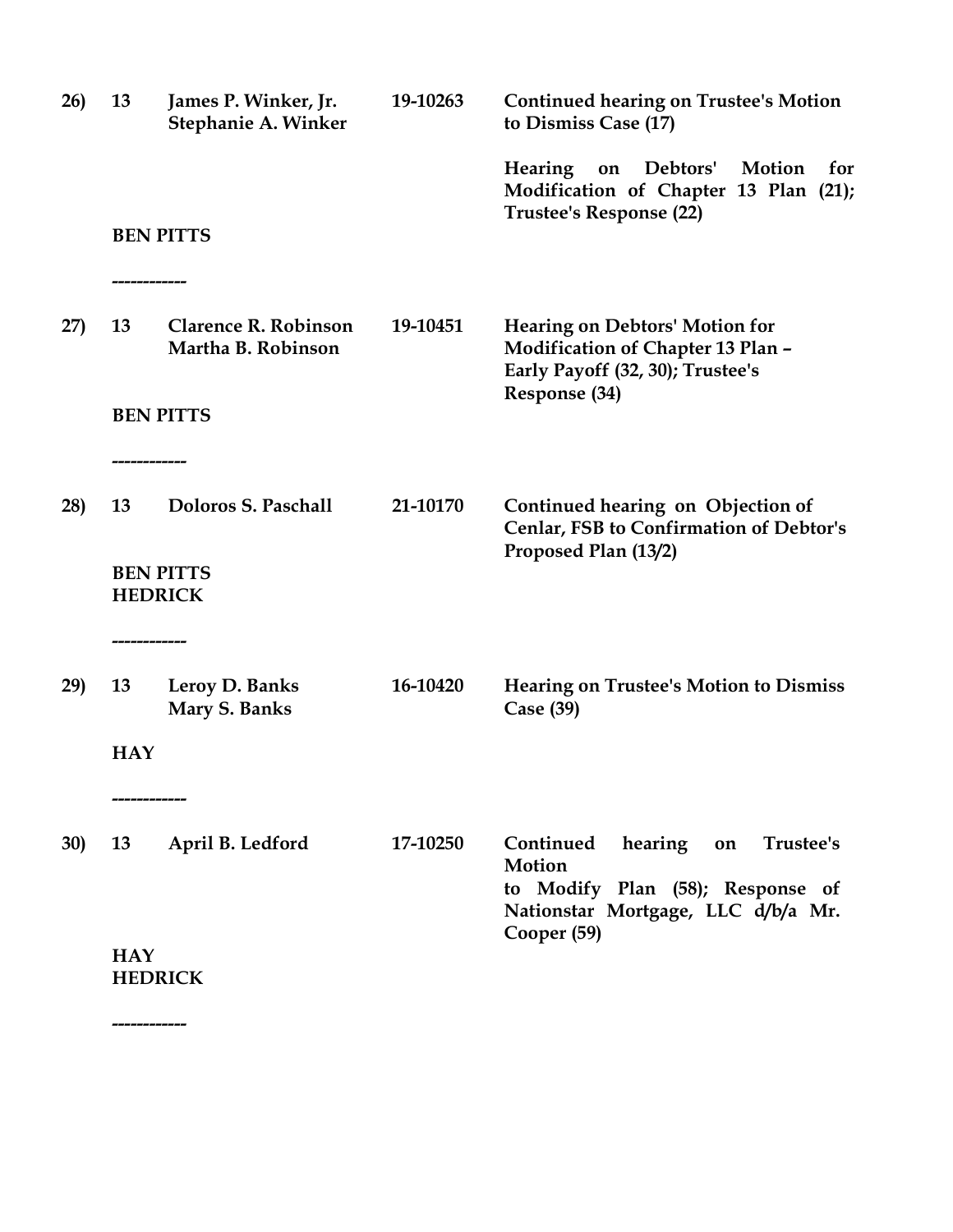**26)** **13** **James P. Winker, Jr.** **19-10263** **Continued hearing on Trustee's Motion to Dismiss Case (17)**
**Stephanie A. Winker**

**Hearing on Debtors' Motion for Modification of Chapter 13 Plan (21); Trustee's Response (22)**

**BEN PITTS**

**------------**

**27)** **13** **Clarence R. Robinson** **19-10451** **Hearing on Debtors' Motion for Modification of Chapter 13 Plan – Early Payoff (32, 30); Trustee's Response (34)**
**Martha B. Robinson**

**BEN PITTS**

**------------**

**28)** **13** **Doloros S. Paschall** **21-10170** **Continued hearing on Objection of Cenlar, FSB to Confirmation of Debtor's Proposed Plan (13/2)**

**BEN PITTS**
**HEDRICK**

**------------**

**29)** **13** **Leroy D. Banks** **16-10420** **Hearing on Trustee's Motion to Dismiss Case (39)**
**Mary S. Banks**

**HAY**

**------------**

**30)** **13** **April B. Ledford** **17-10250** **Continued hearing on Trustee's Motion to Modify Plan (58); Response of Nationstar Mortgage, LLC d/b/a Mr. Cooper (59)**

**HAY**
**HEDRICK**

**------------**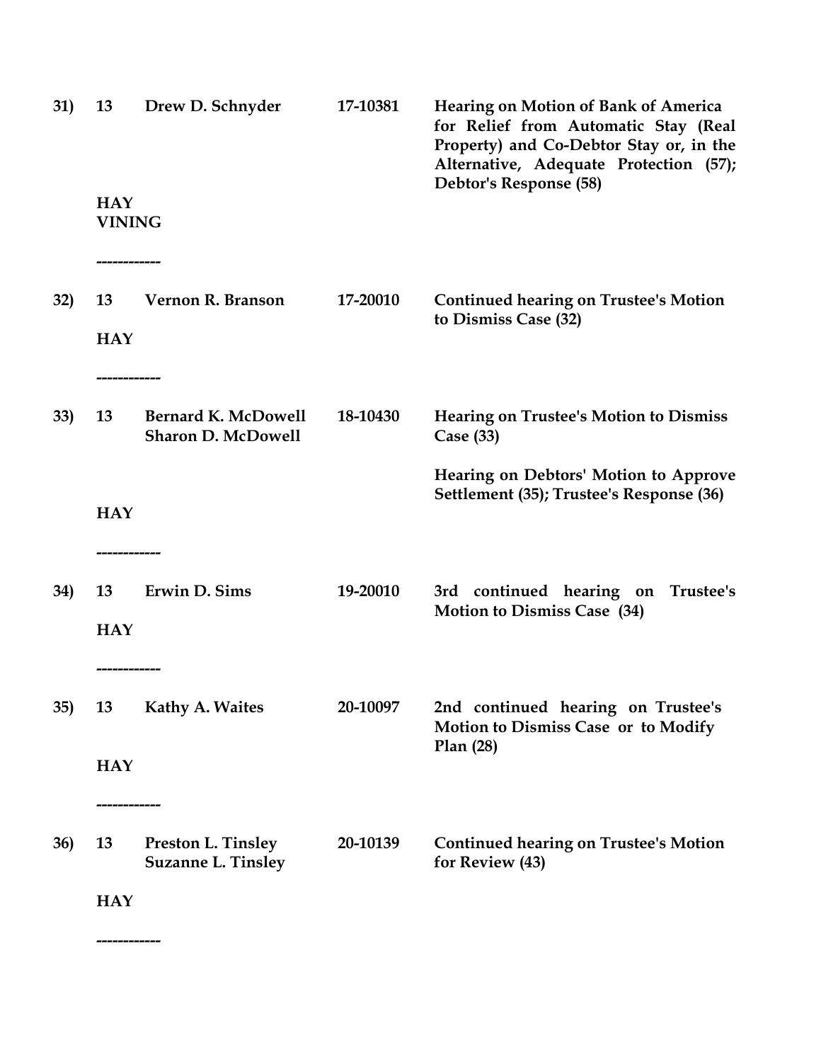**31)** **13** **Drew D. Schnyder** **17-10381** **Hearing on Motion of Bank of America for Relief from Automatic Stay (Real Property) and Co-Debtor Stay or, in the Alternative, Adequate Protection (57); Debtor's Response (58)**

**HAY**
**VINING**

------------

**32)** **13** **Vernon R. Branson** **17-20010** **Continued hearing on Trustee's Motion to Dismiss Case (32)**

**HAY**

------------

**33)** **13** **Bernard K. McDowell** **Sharon D. McDowell** **18-10430** **Hearing on Trustee's Motion to Dismiss Case (33)**

**Hearing on Debtors' Motion to Approve Settlement (35); Trustee's Response (36)**

**HAY**

------------

**34)** **13** **Erwin D. Sims** **19-20010** **3rd continued hearing on Trustee's Motion to Dismiss Case (34)**

**HAY**

------------

**35)** **13** **Kathy A. Waites** **20-10097** **2nd continued hearing on Trustee's Motion to Dismiss Case or to Modify Plan (28)**

**HAY**

------------

**36)** **13** **Preston L. Tinsley** **Suzanne L. Tinsley** **20-10139** **Continued hearing on Trustee's Motion for Review (43)**

**HAY**

------------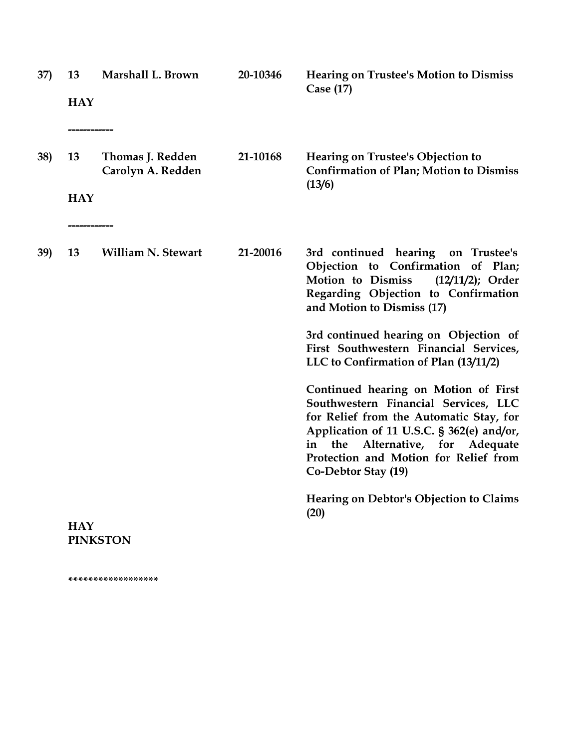**37)** **13** **Marshall L. Brown** **20-10346** **Hearing on Trustee's Motion to Dismiss Case (17)**

**HAY**

**------------**

**38)** **13** **Thomas J. Redden** **21-10168** **Hearing on Trustee's Objection to Confirmation of Plan; Motion to Dismiss (13/6)**

**Carolyn A. Redden**

**HAY**

**------------**

**39)** **13** **William N. Stewart** **21-20016** **3rd continued hearing on Trustee's Objection to Confirmation of Plan; Motion to Dismiss (12/11/2); Order Regarding Objection to Confirmation and Motion to Dismiss (17)**

**3rd continued hearing on Objection of First Southwestern Financial Services, LLC to Confirmation of Plan (13/11/2)**

**Continued hearing on Motion of First Southwestern Financial Services, LLC for Relief from the Automatic Stay, for Application of 11 U.S.C. § 362(e) and/or, in the Alternative, for Adequate Protection and Motion for Relief from Co-Debtor Stay (19)**

**Hearing on Debtor's Objection to Claims (20)**

**HAY**
**PINKSTON**

**\*\*\*\*\*\*\*\*\*\*\*\*\*\*\*\*\***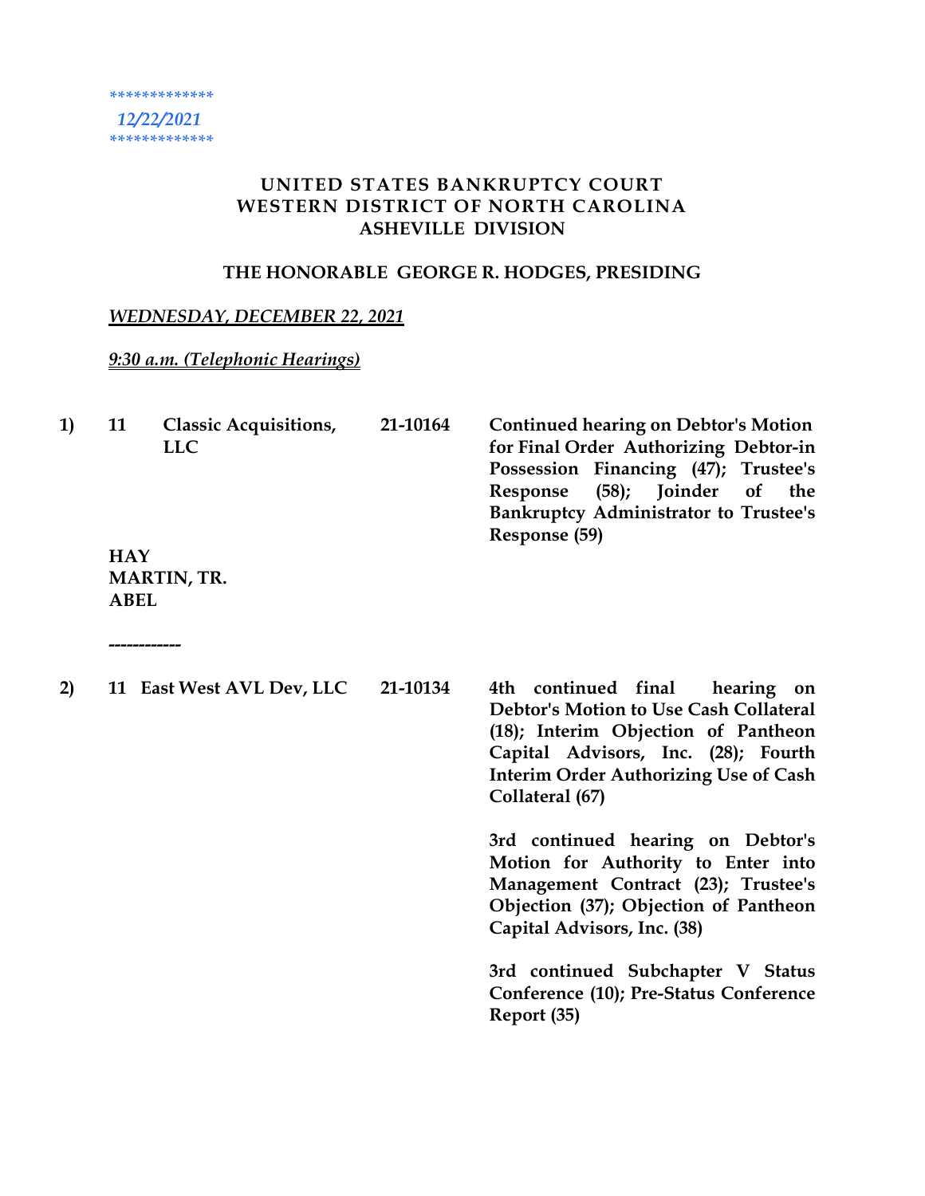*************
*12/22/2021*
*************

**UNITED STATES BANKRUPTCY COURT**
**WESTERN DISTRICT OF NORTH CAROLINA**
**ASHEVILLE DIVISION**

**THE HONORABLE GEORGE R. HODGES, PRESIDING**

***WEDNESDAY, DECEMBER 22, 2021***

***9:30 a.m. (Telephonic Hearings)***

| | | | | |
|---|---|---|---|---|
| **1)** | **11** | **Classic Acquisitions, LLC** | **21-10164** | **Continued hearing on Debtor's Motion for Final Order Authorizing Debtor-in Possession Financing (47); Trustee's Response (58); Joinder of the Bankruptcy Administrator to Trustee's Response (59)** |

**HAY**
**MARTIN, TR.**
**ABEL**

------------

| | | | | |
|---|---|---|---|---|
| **2)** | **11** | **East West AVL Dev, LLC** | **21-10134** | **4th continued final hearing on Debtor's Motion to Use Cash Collateral (18); Interim Objection of Pantheon Capital Advisors, Inc. (28); Fourth Interim Order Authorizing Use of Cash Collateral (67)** |
| | | | | **3rd continued hearing on Debtor's Motion for Authority to Enter into Management Contract (23); Trustee's Objection (37); Objection of Pantheon Capital Advisors, Inc. (38)** |
| | | | | **3rd continued Subchapter V Status Conference (10); Pre-Status Conference Report (35)** |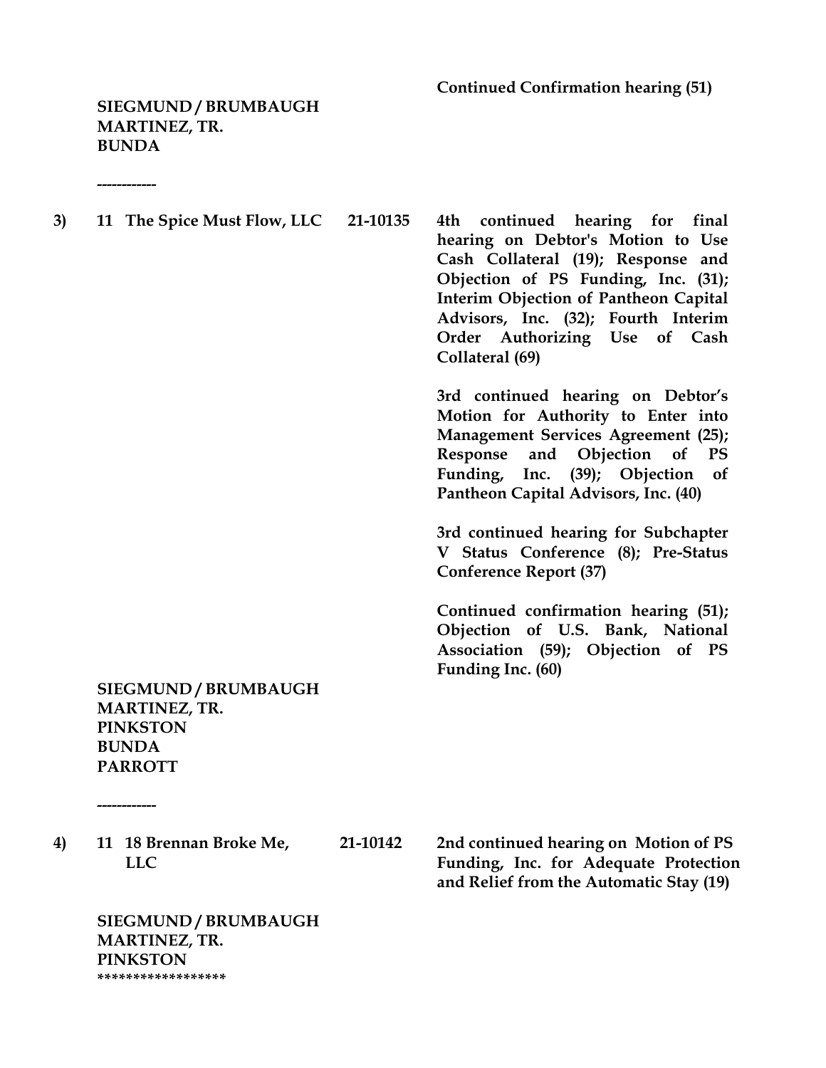**Continued Confirmation hearing (51)**

**SIEGMUND / BRUMBAUGH**
**MARTINEZ, TR.**
**BUNDA**

------------

**3)** **11 The Spice Must Flow, LLC** **21-10135**

**4th continued hearing for final hearing on Debtor's Motion to Use Cash Collateral (19); Response and Objection of PS Funding, Inc. (31); Interim Objection of Pantheon Capital Advisors, Inc. (32); Fourth Interim Order Authorizing Use of Cash Collateral (69)**

**3rd continued hearing on Debtor's Motion for Authority to Enter into Management Services Agreement (25); Response and Objection of PS Funding, Inc. (39); Objection of Pantheon Capital Advisors, Inc. (40)**

**3rd continued hearing for Subchapter V Status Conference (8); Pre-Status Conference Report (37)**

**Continued confirmation hearing (51); Objection of U.S. Bank, National Association (59); Objection of PS Funding Inc. (60)**

**SIEGMUND / BRUMBAUGH**
**MARTINEZ, TR.**
**PINKSTON**
**BUNDA**
**PARROTT**

------------

**4)** **11 18 Brennan Broke Me, LLC** **21-10142**

**2nd continued hearing on Motion of PS Funding, Inc. for Adequate Protection and Relief from the Automatic Stay (19)**

**SIEGMUND / BRUMBAUGH**
**MARTINEZ, TR.**
**PINKSTON**
*****************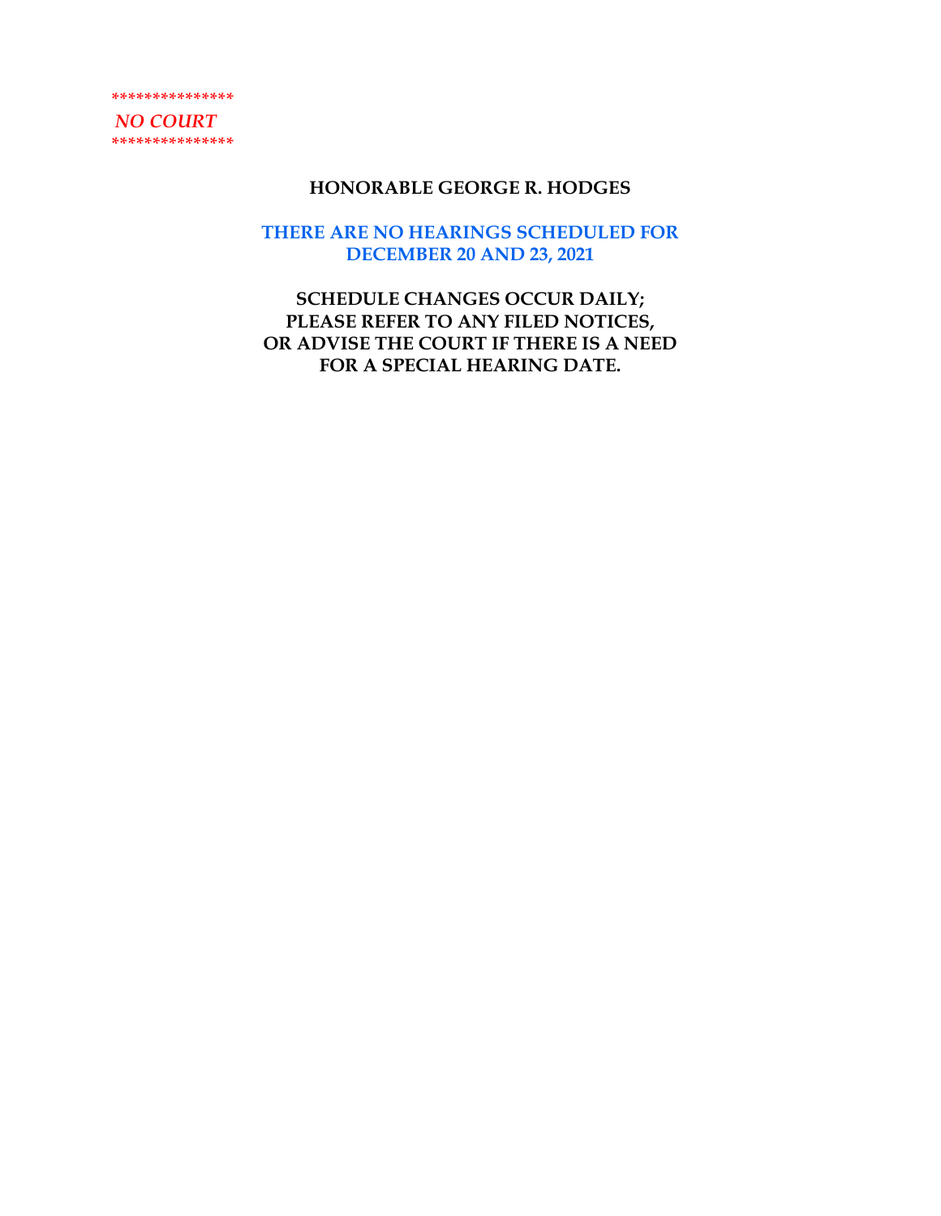***************
*NO COURT*
***************

**HONORABLE GEORGE R. HODGES**

**THERE ARE NO HEARINGS SCHEDULED FOR DECEMBER 20 AND 23, 2021**

**SCHEDULE CHANGES OCCUR DAILY; PLEASE REFER TO ANY FILED NOTICES, OR ADVISE THE COURT IF THERE IS A NEED FOR A SPECIAL HEARING DATE.**